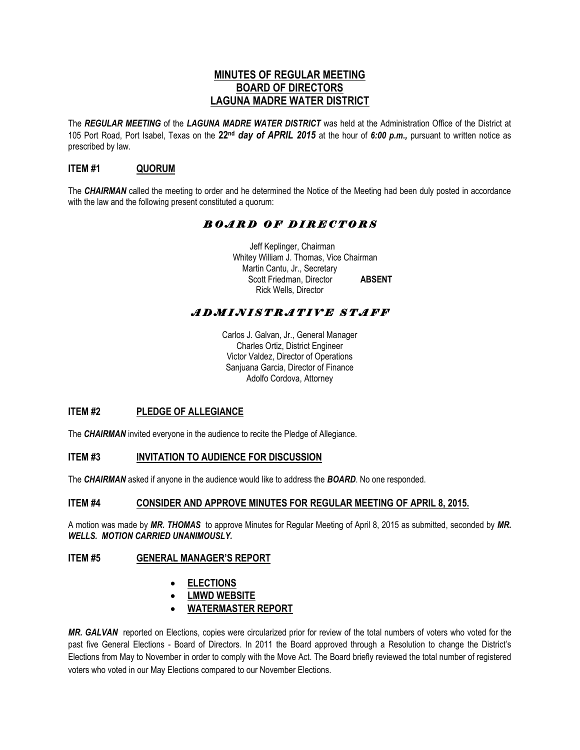# MINUTES OF REGULAR MEETING
# BOARD OF DIRECTORS
# LAGUNA MADRE WATER DISTRICT

The ***REGULAR MEETING*** of the ***LAGUNA MADRE WATER DISTRICT*** was held at the Administration Office of the District at 105 Port Road, Port Isabel, Texas on the **22nd** ***day of APRIL 2015*** at the hour of ***6:00 p.m.,*** pursuant to written notice as prescribed by law.

## ITEM #1 QUORUM

The ***CHAIRMAN*** called the meeting to order and he determined the Notice of the Meeting had been duly posted in accordance with the law and the following present constituted a quorum:

### *BOARD OF DIRECTORS*

Jeff Keplinger, Chairman
Whitey William J. Thomas, Vice Chairman
Martin Cantu, Jr., Secretary
Scott Friedman, Director **ABSENT**
Rick Wells, Director

### *ADMINISTRATIVE STAFF*

Carlos J. Galvan, Jr., General Manager
Charles Ortiz, District Engineer
Victor Valdez, Director of Operations
Sanjuana Garcia, Director of Finance
Adolfo Cordova, Attorney

## ITEM #2 PLEDGE OF ALLEGIANCE

The ***CHAIRMAN*** invited everyone in the audience to recite the Pledge of Allegiance.

## ITEM #3 INVITATION TO AUDIENCE FOR DISCUSSION

The ***CHAIRMAN*** asked if anyone in the audience would like to address the ***BOARD***. No one responded.

## ITEM #4 CONSIDER AND APPROVE MINUTES FOR REGULAR MEETING OF APRIL 8, 2015.

A motion was made by ***MR. THOMAS*** to approve Minutes for Regular Meeting of April 8, 2015 as submitted, seconded by ***MR. WELLS. MOTION CARRIED UNANIMOUSLY.***

## ITEM #5 GENERAL MANAGER'S REPORT

- **ELECTIONS**
- **LMWD WEBSITE**
- **WATERMASTER REPORT**

***MR. GALVAN*** reported on Elections, copies were circularized prior for review of the total numbers of voters who voted for the past five General Elections - Board of Directors. In 2011 the Board approved through a Resolution to change the District's Elections from May to November in order to comply with the Move Act. The Board briefly reviewed the total number of registered voters who voted in our May Elections compared to our November Elections.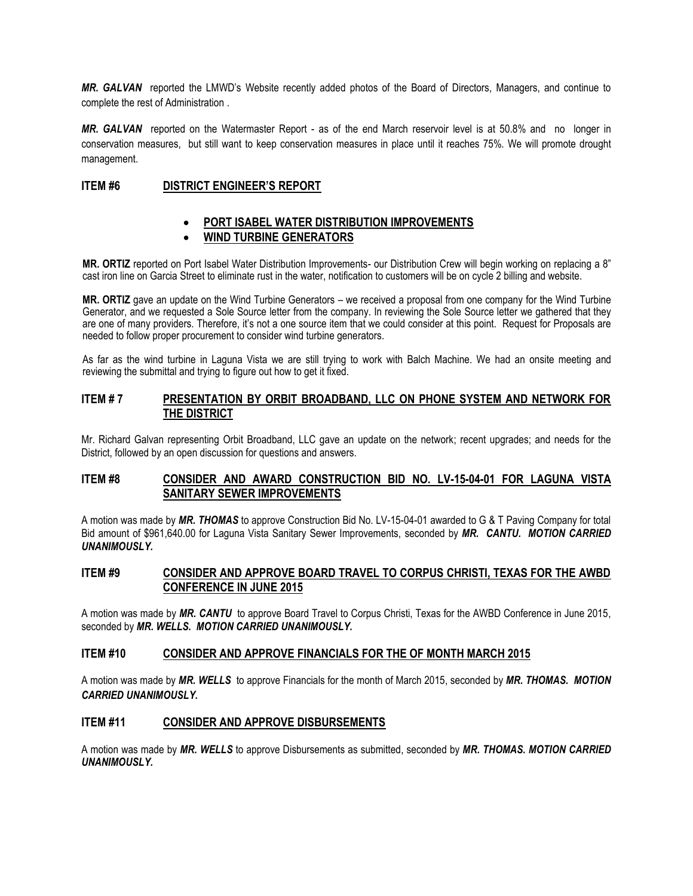***MR. GALVAN*** reported the LMWD's Website recently added photos of the Board of Directors, Managers, and continue to complete the rest of Administration .

***MR. GALVAN*** reported on the Watermaster Report - as of the end March reservoir level is at 50.8% and no longer in conservation measures, but still want to keep conservation measures in place until it reaches 75%. We will promote drought management.

## ITEM #6 DISTRICT ENGINEER'S REPORT

- **PORT ISABEL WATER DISTRIBUTION IMPROVEMENTS**
- **WIND TURBINE GENERATORS**

**MR. ORTIZ** reported on Port Isabel Water Distribution Improvements- our Distribution Crew will begin working on replacing a 8" cast iron line on Garcia Street to eliminate rust in the water, notification to customers will be on cycle 2 billing and website.

**MR. ORTIZ** gave an update on the Wind Turbine Generators – we received a proposal from one company for the Wind Turbine Generator, and we requested a Sole Source letter from the company. In reviewing the Sole Source letter we gathered that they are one of many providers. Therefore, it's not a one source item that we could consider at this point. Request for Proposals are needed to follow proper procurement to consider wind turbine generators.

As far as the wind turbine in Laguna Vista we are still trying to work with Balch Machine. We had an onsite meeting and reviewing the submittal and trying to figure out how to get it fixed.

## ITEM # 7 PRESENTATION BY ORBIT BROADBAND, LLC ON PHONE SYSTEM AND NETWORK FOR THE DISTRICT

Mr. Richard Galvan representing Orbit Broadband, LLC gave an update on the network; recent upgrades; and needs for the District, followed by an open discussion for questions and answers.

## ITEM #8 CONSIDER AND AWARD CONSTRUCTION BID NO. LV-15-04-01 FOR LAGUNA VISTA SANITARY SEWER IMPROVEMENTS

A motion was made by ***MR. THOMAS*** to approve Construction Bid No. LV-15-04-01 awarded to G & T Paving Company for total Bid amount of $961,640.00 for Laguna Vista Sanitary Sewer Improvements, seconded by ***MR. CANTU. MOTION CARRIED UNANIMOUSLY.***

## ITEM #9 CONSIDER AND APPROVE BOARD TRAVEL TO CORPUS CHRISTI, TEXAS FOR THE AWBD CONFERENCE IN JUNE 2015

A motion was made by ***MR. CANTU*** to approve Board Travel to Corpus Christi, Texas for the AWBD Conference in June 2015, seconded by ***MR. WELLS. MOTION CARRIED UNANIMOUSLY.***

## ITEM #10 CONSIDER AND APPROVE FINANCIALS FOR THE OF MONTH MARCH 2015

A motion was made by ***MR. WELLS*** to approve Financials for the month of March 2015, seconded by ***MR. THOMAS. MOTION CARRIED UNANIMOUSLY.***

## ITEM #11 CONSIDER AND APPROVE DISBURSEMENTS

A motion was made by ***MR. WELLS*** to approve Disbursements as submitted, seconded by ***MR. THOMAS. MOTION CARRIED UNANIMOUSLY.***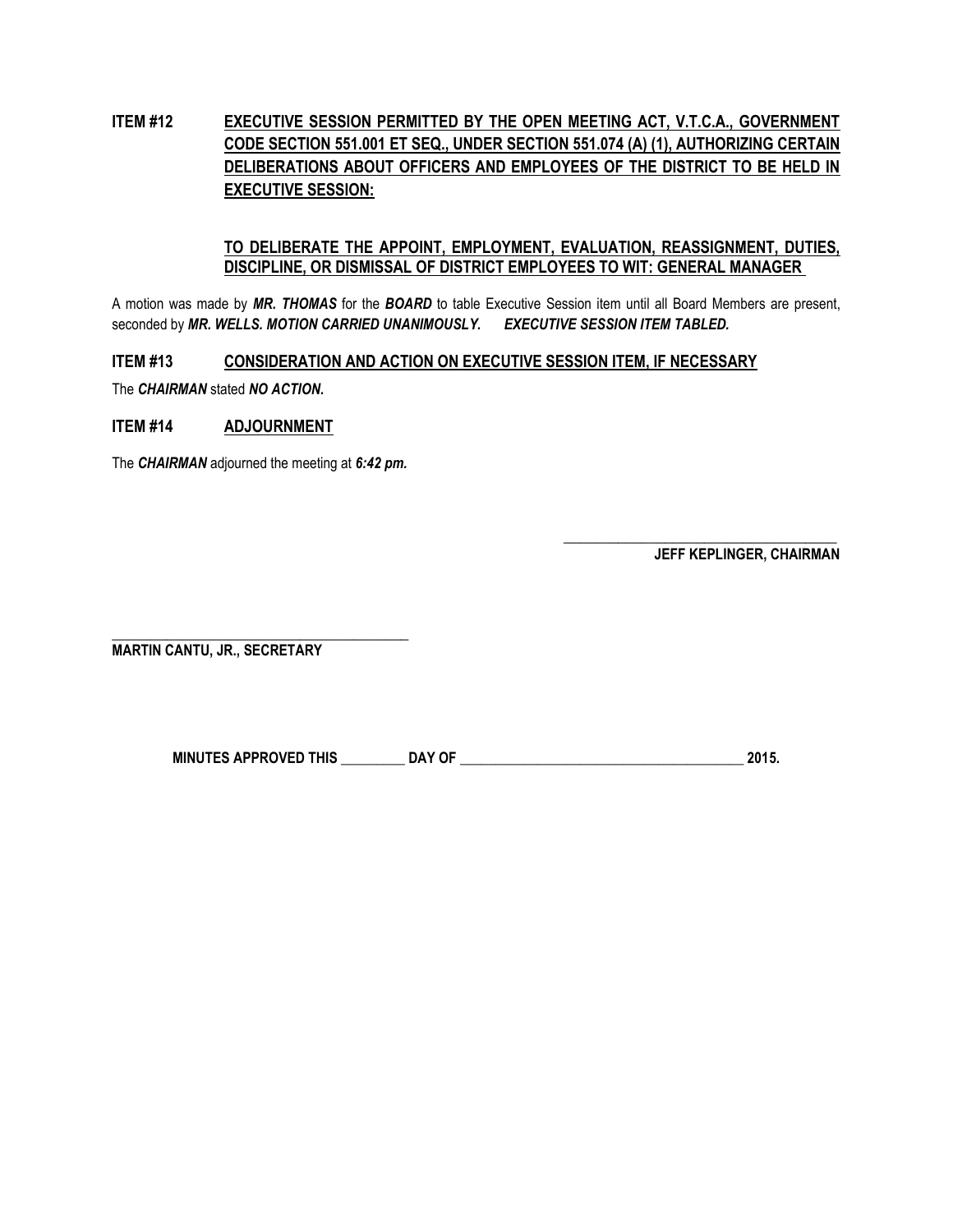**ITEM #12** **EXECUTIVE SESSION PERMITTED BY THE OPEN MEETING ACT, V.T.C.A., GOVERNMENT CODE SECTION 551.001 ET SEQ., UNDER SECTION 551.074 (A) (1), AUTHORIZING CERTAIN DELIBERATIONS ABOUT OFFICERS AND EMPLOYEES OF THE DISTRICT TO BE HELD IN EXECUTIVE SESSION:**

**TO DELIBERATE THE APPOINT, EMPLOYMENT, EVALUATION, REASSIGNMENT, DUTIES, DISCIPLINE, OR DISMISSAL OF DISTRICT EMPLOYEES TO WIT: GENERAL MANAGER**

A motion was made by ***MR. THOMAS*** for the ***BOARD*** to table Executive Session item until all Board Members are present, seconded by ***MR. WELLS. MOTION CARRIED UNANIMOUSLY. EXECUTIVE SESSION ITEM TABLED.***

**ITEM #13** **CONSIDERATION AND ACTION ON EXECUTIVE SESSION ITEM, IF NECESSARY**

The ***CHAIRMAN*** stated ***NO ACTION.***

**ITEM #14** **ADJOURNMENT**

The ***CHAIRMAN*** adjourned the meeting at ***6:42 pm.***

\_\_\_\_\_\_\_\_\_\_\_\_\_\_\_\_\_\_\_\_\_\_\_\_\_\_\_\_\_\_\_\_\_\_\_\_\_\_\_\_
**JEFF KEPLINGER, CHAIRMAN**

\_\_\_\_\_\_\_\_\_\_\_\_\_\_\_\_\_\_\_\_\_\_\_\_\_\_\_\_\_\_\_\_\_\_\_\_\_\_\_\_
**MARTIN CANTU, JR., SECRETARY**

**MINUTES APPROVED THIS \_\_\_\_\_\_\_\_\_ DAY OF \_\_\_\_\_\_\_\_\_\_\_\_\_\_\_\_\_\_\_\_\_\_\_\_\_\_\_\_\_\_\_\_\_\_\_\_\_\_\_\_ 2015.**